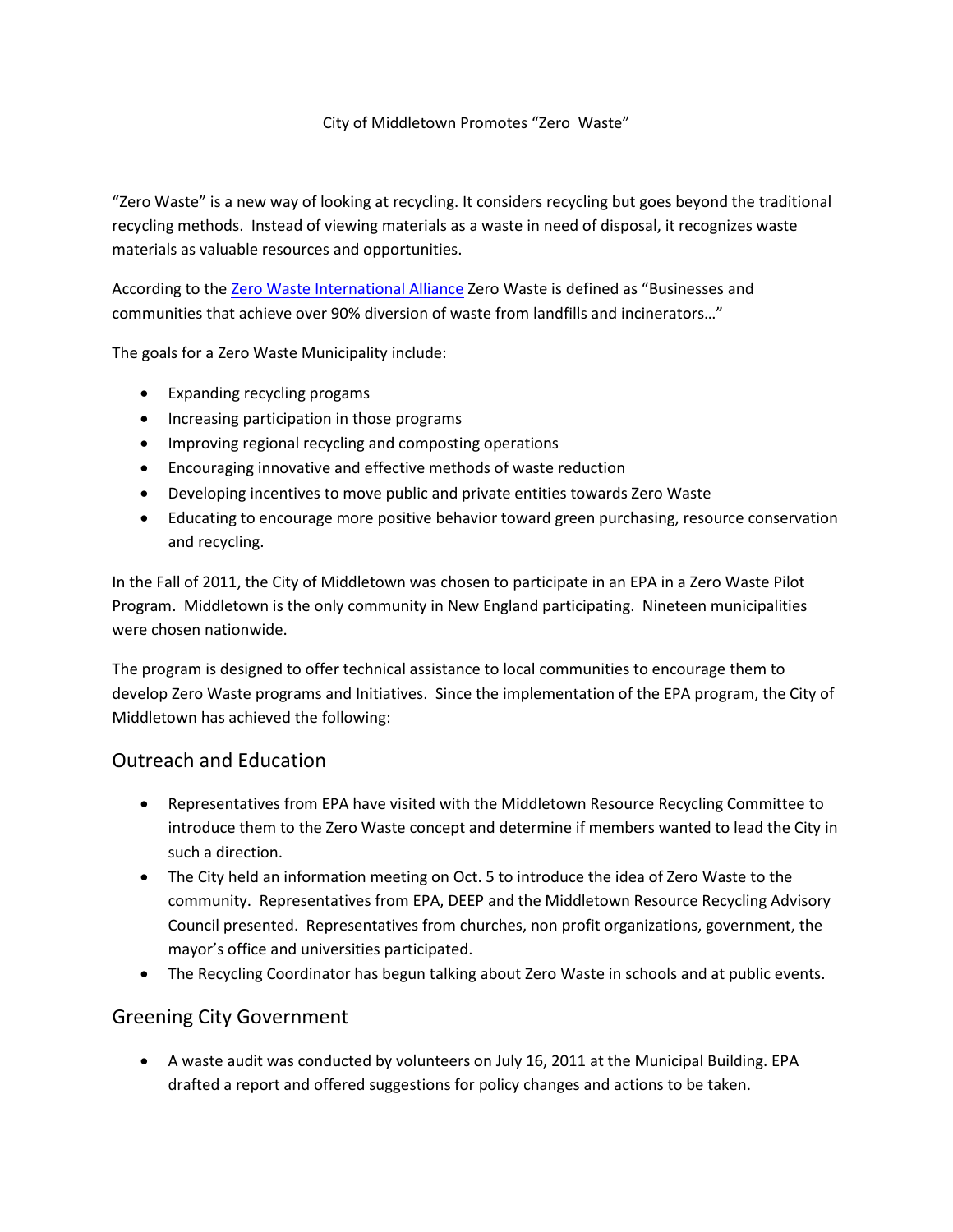# City of Middletown Promotes "Zero  Waste"

"Zero Waste" is a new way of looking at recycling. It considers recycling but goes beyond the traditional recycling methods.  Instead of viewing materials as a waste in need of disposal, it recognizes waste materials as valuable resources and opportunities.

According to the Zero Waste International Alliance Zero Waste is defined as "Businesses and communities that achieve over 90% diversion of waste from landfills and incinerators…"

The goals for a Zero Waste Municipality include:

- Expanding recycling progams
- Increasing participation in those programs
- Improving regional recycling and composting operations
- Encouraging innovative and effective methods of waste reduction
- Developing incentives to move public and private entities towards Zero Waste
- Educating to encourage more positive behavior toward green purchasing, resource conservation and recycling.

In the Fall of 2011, the City of Middletown was chosen to participate in an EPA in a Zero Waste Pilot Program.  Middletown is the only community in New England participating.  Nineteen municipalities were chosen nationwide.

The program is designed to offer technical assistance to local communities to encourage them to develop Zero Waste programs and Initiatives.  Since the implementation of the EPA program, the City of Middletown has achieved the following:

## Outreach and Education

- Representatives from EPA have visited with the Middletown Resource Recycling Committee to introduce them to the Zero Waste concept and determine if members wanted to lead the City in such a direction.
- The City held an information meeting on Oct. 5 to introduce the idea of Zero Waste to the community.  Representatives from EPA, DEEP and the Middletown Resource Recycling Advisory Council presented.  Representatives from churches, non profit organizations, government, the mayor's office and universities participated.
- The Recycling Coordinator has begun talking about Zero Waste in schools and at public events.

## Greening City Government

- A waste audit was conducted by volunteers on July 16, 2011 at the Municipal Building. EPA drafted a report and offered suggestions for policy changes and actions to be taken.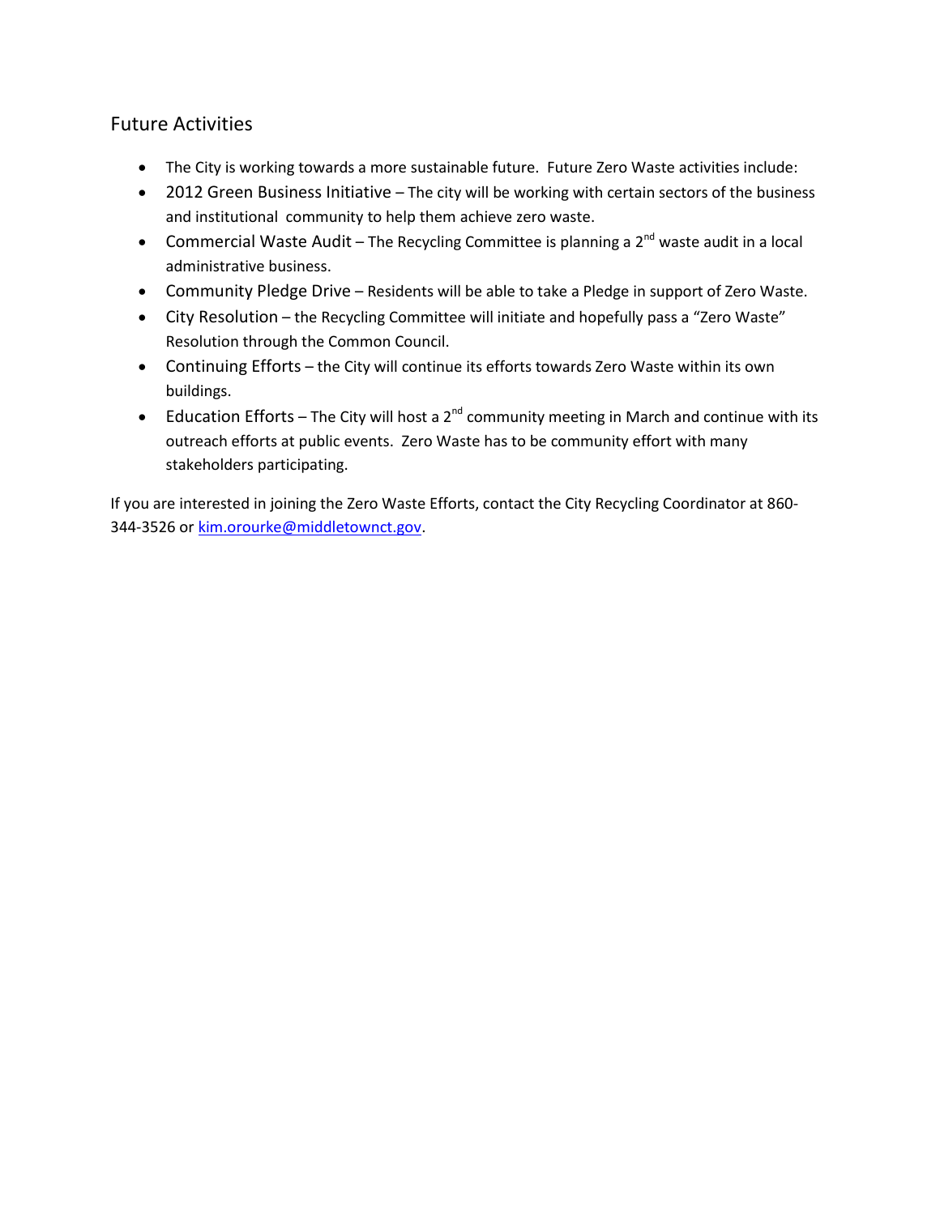## Future Activities

- The City is working towards a more sustainable future. Future Zero Waste activities include:
- 2012 Green Business Initiative – The city will be working with certain sectors of the business and institutional community to help them achieve zero waste.
- Commercial Waste Audit – The Recycling Committee is planning a 2nd waste audit in a local administrative business.
- Community Pledge Drive – Residents will be able to take a Pledge in support of Zero Waste.
- City Resolution – the Recycling Committee will initiate and hopefully pass a "Zero Waste" Resolution through the Common Council.
- Continuing Efforts – the City will continue its efforts towards Zero Waste within its own buildings.
- Education Efforts – The City will host a 2nd community meeting in March and continue with its outreach efforts at public events. Zero Waste has to be community effort with many stakeholders participating.

If you are interested in joining the Zero Waste Efforts, contact the City Recycling Coordinator at 860-344-3526 or kim.orourke@middletownct.gov.